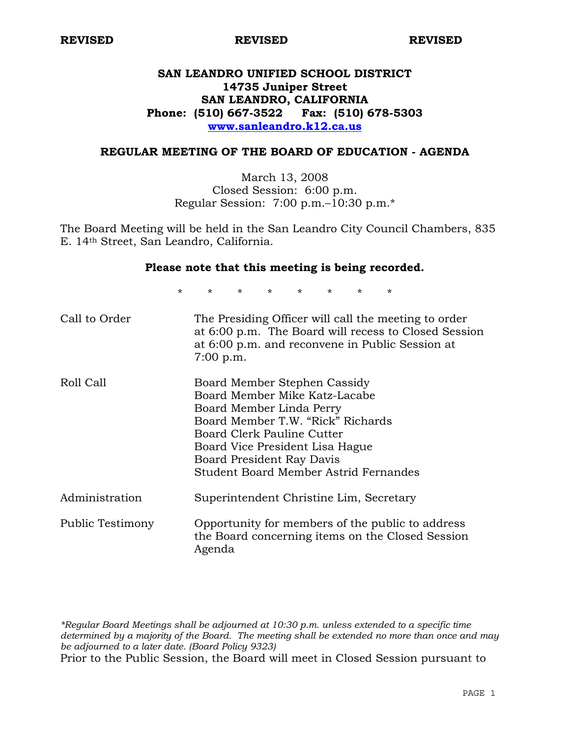**REVISED** **REVISED** **REVISED**

# SAN LEANDRO UNIFIED SCHOOL DISTRICT
**14735 Juniper Street**
**SAN LEANDRO, CALIFORNIA**
**Phone: (510) 667-3522 Fax: (510) 678-5303**
**www.sanleandro.k12.ca.us**

## REGULAR MEETING OF THE BOARD OF EDUCATION - AGENDA

March 13, 2008
Closed Session: 6:00 p.m.
Regular Session: 7:00 p.m.–10:30 p.m.*

The Board Meeting will be held in the San Leandro City Council Chambers, 835 E. 14th Street, San Leandro, California.

**Please note that this meeting is being recorded.**

\* \* \* \* \* \* \* \*

| | |
|---|---|
| Call to Order | The Presiding Officer will call the meeting to order at 6:00 p.m. The Board will recess to Closed Session at 6:00 p.m. and reconvene in Public Session at 7:00 p.m. |
| Roll Call | Board Member Stephen Cassidy<br>Board Member Mike Katz-Lacabe<br>Board Member Linda Perry<br>Board Member T.W. "Rick" Richards<br>Board Clerk Pauline Cutter<br>Board Vice President Lisa Hague<br>Board President Ray Davis<br>Student Board Member Astrid Fernandes |
| Administration | Superintendent Christine Lim, Secretary |
| Public Testimony | Opportunity for members of the public to address the Board concerning items on the Closed Session Agenda |

*\*Regular Board Meetings shall be adjourned at 10:30 p.m. unless extended to a specific time determined by a majority of the Board. The meeting shall be extended no more than once and may be adjourned to a later date. (Board Policy 9323)*

Prior to the Public Session, the Board will meet in Closed Session pursuant to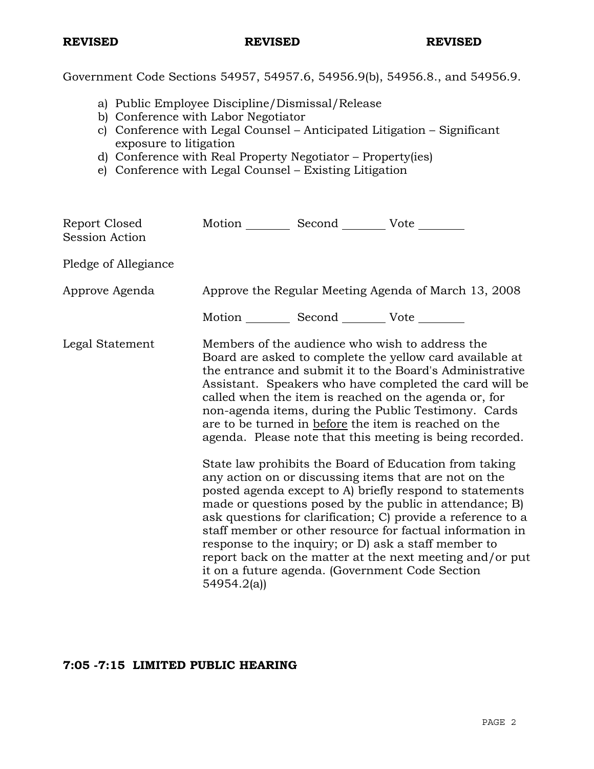**REVISED** **REVISED** **REVISED**

Government Code Sections 54957, 54957.6, 54956.9(b), 54956.8., and 54956.9.

a) Public Employee Discipline/Dismissal/Release
b) Conference with Labor Negotiator
c) Conference with Legal Counsel – Anticipated Litigation – Significant exposure to litigation
d) Conference with Real Property Negotiator – Property(ies)
e) Conference with Legal Counsel – Existing Litigation

| | |
|---|---|
| Report Closed Session Action | Motion ________ Second ________ Vote ________ |
| Pledge of Allegiance | |
| Approve Agenda | Approve the Regular Meeting Agenda of March 13, 2008<br><br>Motion ________ Second ________ Vote ________ |
| Legal Statement | Members of the audience who wish to address the Board are asked to complete the yellow card available at the entrance and submit it to the Board's Administrative Assistant. Speakers who have completed the card will be called when the item is reached on the agenda or, for non-agenda items, during the Public Testimony. Cards are to be turned in <u>before</u> the item is reached on the agenda. Please note that this meeting is being recorded.<br><br>State law prohibits the Board of Education from taking any action on or discussing items that are not on the posted agenda except to A) briefly respond to statements made or questions posed by the public in attendance; B) ask questions for clarification; C) provide a reference to a staff member or other resource for factual information in response to the inquiry; or D) ask a staff member to report back on the matter at the next meeting and/or put it on a future agenda. (Government Code Section 54954.2(a)) |

**7:05 -7:15 LIMITED PUBLIC HEARING**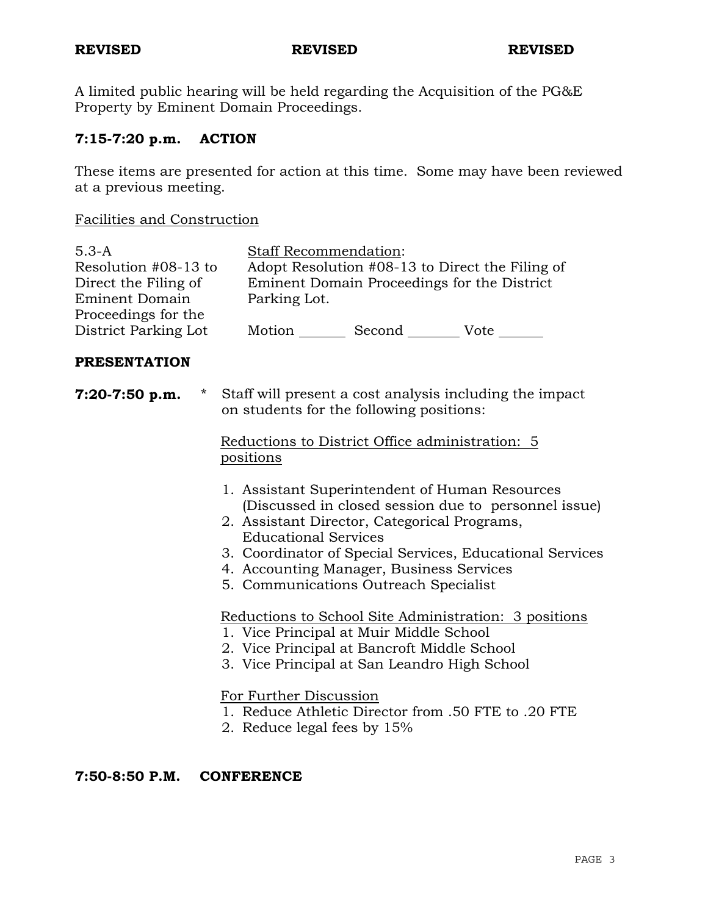**REVISED** **REVISED** **REVISED**

A limited public hearing will be held regarding the Acquisition of the PG&E Property by Eminent Domain Proceedings.

## 7:15-7:20 p.m. ACTION

These items are presented for action at this time. Some may have been reviewed at a previous meeting.

Facilities and Construction

| | |
|---|---|
| 5.3-A<br>Resolution #08-13 to Direct the Filing of Eminent Domain Proceedings for the District Parking Lot | Staff Recommendation:<br>Adopt Resolution #08-13 to Direct the Filing of Eminent Domain Proceedings for the District Parking Lot.<br><br>Motion _______ Second _______ Vote _______ |

## PRESENTATION

**7:20-7:50 p.m.** * Staff will present a cost analysis including the impact on students for the following positions:

Reductions to District Office administration: 5 positions

1. Assistant Superintendent of Human Resources (Discussed in closed session due to personnel issue)
2. Assistant Director, Categorical Programs, Educational Services
3. Coordinator of Special Services, Educational Services
4. Accounting Manager, Business Services
5. Communications Outreach Specialist

Reductions to School Site Administration: 3 positions

1. Vice Principal at Muir Middle School
2. Vice Principal at Bancroft Middle School
3. Vice Principal at San Leandro High School

For Further Discussion

1. Reduce Athletic Director from .50 FTE to .20 FTE
2. Reduce legal fees by 15%

## 7:50-8:50 P.M. CONFERENCE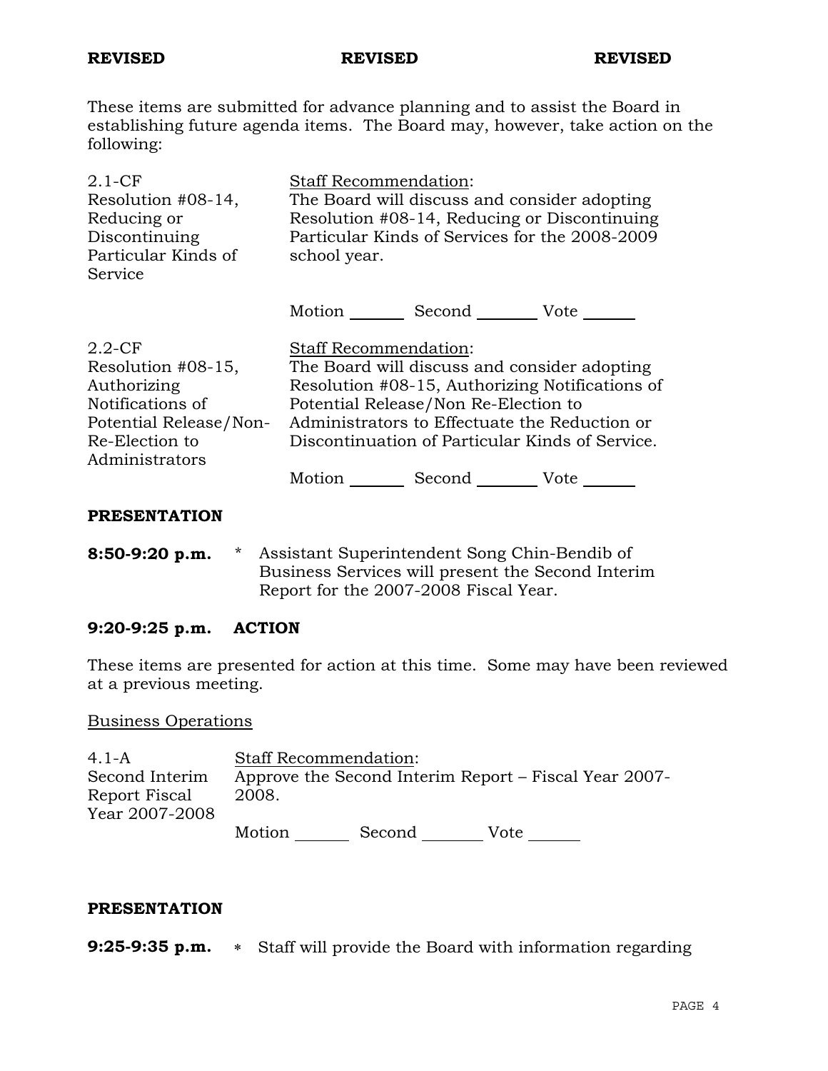**REVISED** **REVISED** **REVISED**

These items are submitted for advance planning and to assist the Board in establishing future agenda items. The Board may, however, take action on the following:

| | |
|---|---|
| 2.1-CF<br>Resolution #08-14, Reducing or Discontinuing Particular Kinds of Service | <u>Staff Recommendation</u>:<br>The Board will discuss and consider adopting Resolution #08-14, Reducing or Discontinuing Particular Kinds of Services for the 2008-2009 school year.<br><br>Motion _______ Second _______ Vote _______ |
| 2.2-CF<br>Resolution #08-15, Authorizing Notifications of Potential Release/Non-Re-Election to Administrators | <u>Staff Recommendation</u>:<br>The Board will discuss and consider adopting Resolution #08-15, Authorizing Notifications of Potential Release/Non Re-Election to Administrators to Effectuate the Reduction or Discontinuation of Particular Kinds of Service.<br><br>Motion _______ Second _______ Vote _______ |

**PRESENTATION**

**8:50-9:20 p.m.** * Assistant Superintendent Song Chin-Bendib of Business Services will present the Second Interim Report for the 2007-2008 Fiscal Year.

**9:20-9:25 p.m. ACTION**

These items are presented for action at this time. Some may have been reviewed at a previous meeting.

<u>Business Operations</u>

| | |
|---|---|
| 4.1-A<br>Second Interim Report Fiscal Year 2007-2008 | <u>Staff Recommendation</u>:<br>Approve the Second Interim Report – Fiscal Year 2007-2008.<br><br>Motion _______ Second _______ Vote _______ |

**PRESENTATION**

**9:25-9:35 p.m.** * Staff will provide the Board with information regarding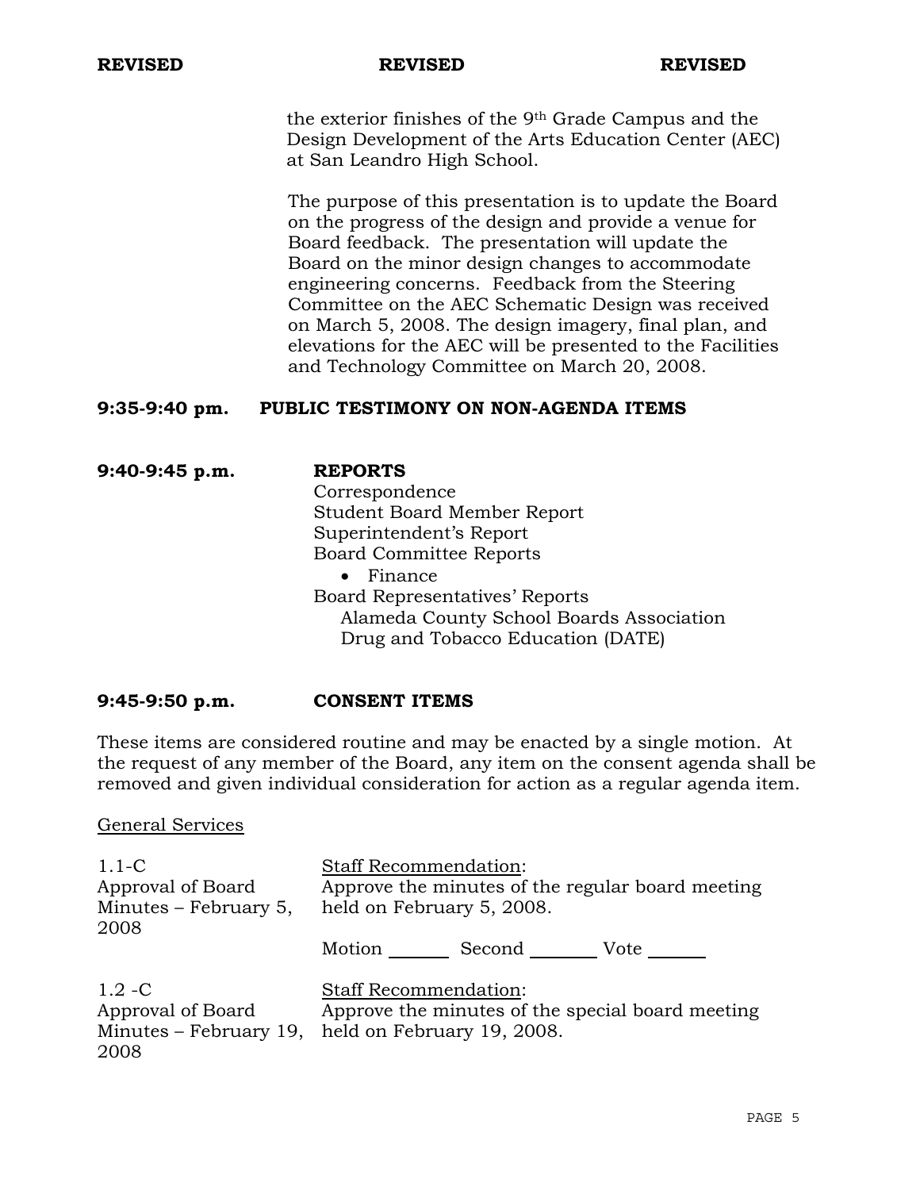**REVISED** **REVISED** **REVISED**

the exterior finishes of the 9th Grade Campus and the Design Development of the Arts Education Center (AEC) at San Leandro High School.

The purpose of this presentation is to update the Board on the progress of the design and provide a venue for Board feedback. The presentation will update the Board on the minor design changes to accommodate engineering concerns. Feedback from the Steering Committee on the AEC Schematic Design was received on March 5, 2008. The design imagery, final plan, and elevations for the AEC will be presented to the Facilities and Technology Committee on March 20, 2008.

**9:35-9:40 pm. PUBLIC TESTIMONY ON NON-AGENDA ITEMS**

**9:40-9:45 p.m. REPORTS**

Correspondence
Student Board Member Report
Superintendent's Report
Board Committee Reports

- Finance

Board Representatives' Reports
Alameda County School Boards Association
Drug and Tobacco Education (DATE)

**9:45-9:50 p.m. CONSENT ITEMS**

These items are considered routine and may be enacted by a single motion. At the request of any member of the Board, any item on the consent agenda shall be removed and given individual consideration for action as a regular agenda item.

General Services

1.1-C
Approval of Board Minutes – February 5, 2008

Staff Recommendation:
Approve the minutes of the regular board meeting held on February 5, 2008.

Motion _______ Second _______ Vote _______

1.2 -C
Approval of Board Minutes – February 19, 2008

Staff Recommendation:
Approve the minutes of the special board meeting held on February 19, 2008.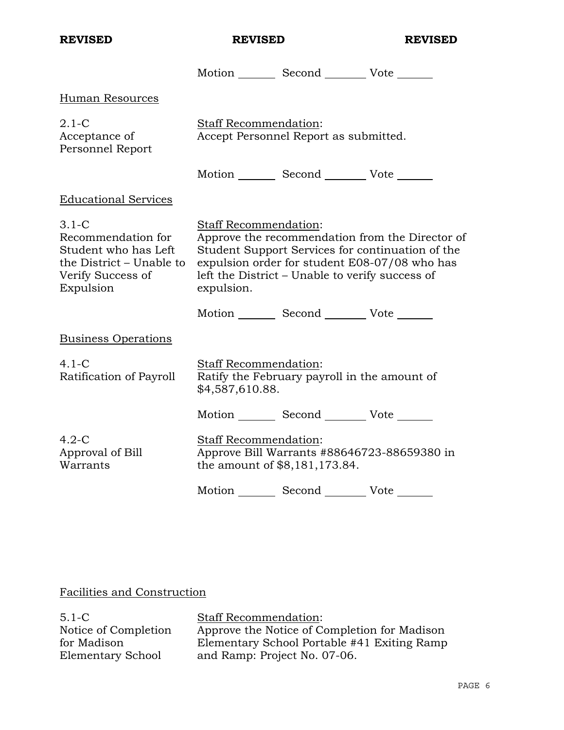**REVISED** **REVISED** **REVISED**

Motion _______ Second _______ Vote _______

Human Resources

2.1-C
Acceptance of Personnel Report

Staff Recommendation:
Accept Personnel Report as submitted.

Motion _______ Second _______ Vote _______

Educational Services

3.1-C
Recommendation for Student who has Left the District – Unable to Verify Success of Expulsion

Staff Recommendation:
Approve the recommendation from the Director of Student Support Services for continuation of the expulsion order for student E08-07/08 who has left the District – Unable to verify success of expulsion.

Motion _______ Second _______ Vote _______

Business Operations

4.1-C
Ratification of Payroll

Staff Recommendation:
Ratify the February payroll in the amount of $4,587,610.88.

Motion _______ Second _______ Vote _______

4.2-C
Approval of Bill Warrants

Staff Recommendation:
Approve Bill Warrants #88646723-88659380 in the amount of $8,181,173.84.

Motion _______ Second _______ Vote _______

Facilities and Construction

5.1-C
Notice of Completion for Madison Elementary School

Staff Recommendation:
Approve the Notice of Completion for Madison Elementary School Portable #41 Exiting Ramp and Ramp: Project No. 07-06.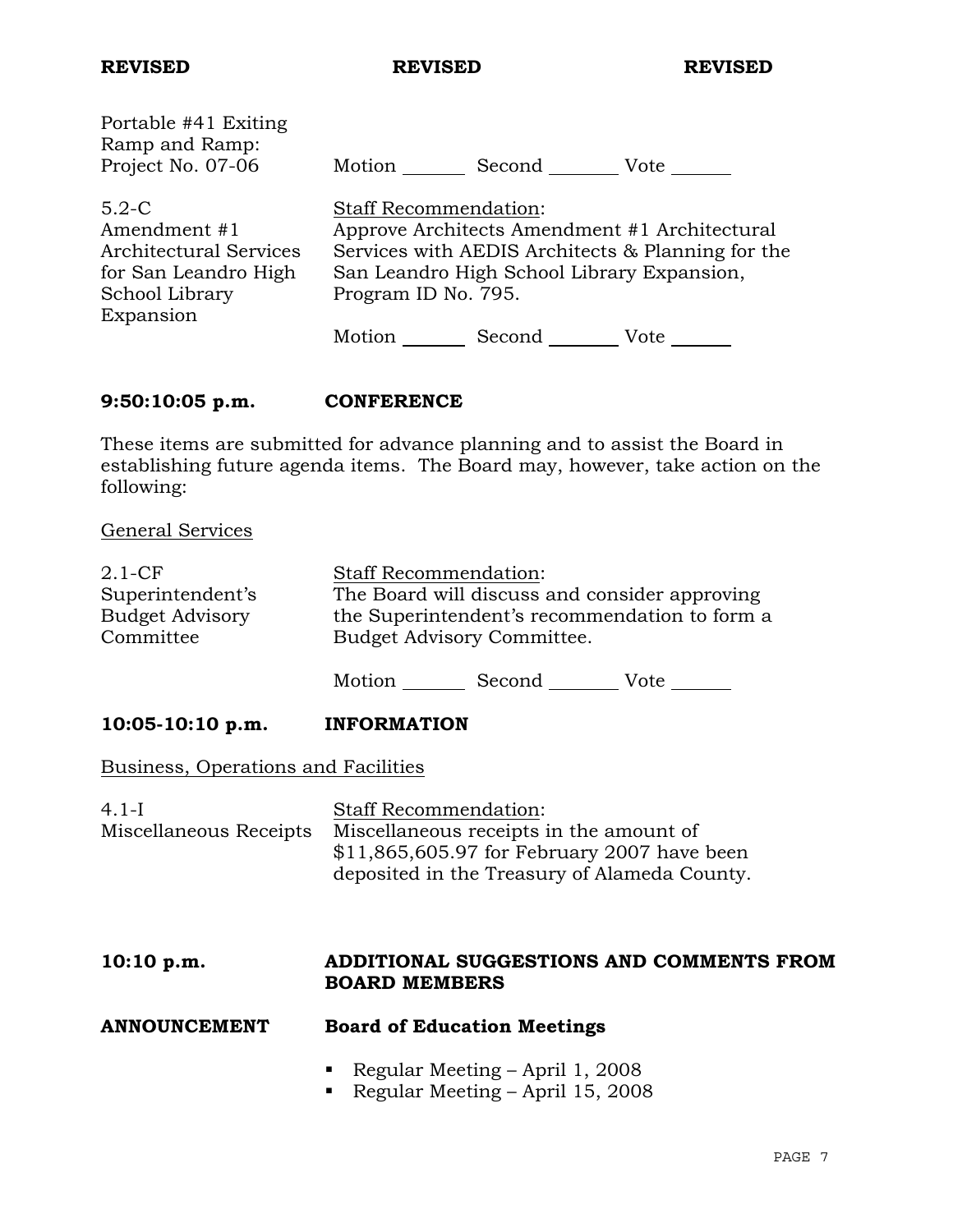**REVISED** **REVISED** **REVISED**

Portable #41 Exiting Ramp and Ramp: Project No. 07-06

Motion _______ Second _______ Vote _______

5.2-C
Amendment #1 Architectural Services for San Leandro High School Library Expansion

Staff Recommendation:
Approve Architects Amendment #1 Architectural Services with AEDIS Architects & Planning for the San Leandro High School Library Expansion, Program ID No. 795.

Motion _______ Second _______ Vote _______

**9:50:10:05 p.m. CONFERENCE**

These items are submitted for advance planning and to assist the Board in establishing future agenda items. The Board may, however, take action on the following:

General Services

2.1-CF
Superintendent's Budget Advisory Committee

Staff Recommendation:
The Board will discuss and consider approving the Superintendent's recommendation to form a Budget Advisory Committee.

Motion _______ Second _______ Vote _______

**10:05-10:10 p.m. INFORMATION**

Business, Operations and Facilities

4.1-I
Miscellaneous Receipts

Staff Recommendation:
Miscellaneous receipts in the amount of $11,865,605.97 for February 2007 have been deposited in the Treasury of Alameda County.

**10:10 p.m. ADDITIONAL SUGGESTIONS AND COMMENTS FROM BOARD MEMBERS**

**ANNOUNCEMENT Board of Education Meetings**

- Regular Meeting – April 1, 2008
- Regular Meeting – April 15, 2008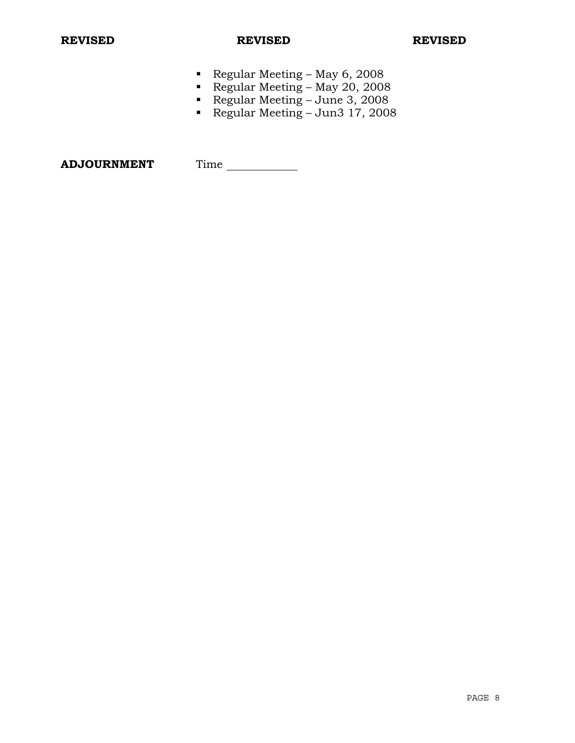**REVISED** **REVISED** **REVISED**

- Regular Meeting – May 6, 2008
- Regular Meeting – May 20, 2008
- Regular Meeting – June 3, 2008
- Regular Meeting – Jun3 17, 2008

**ADJOURNMENT** Time ____________